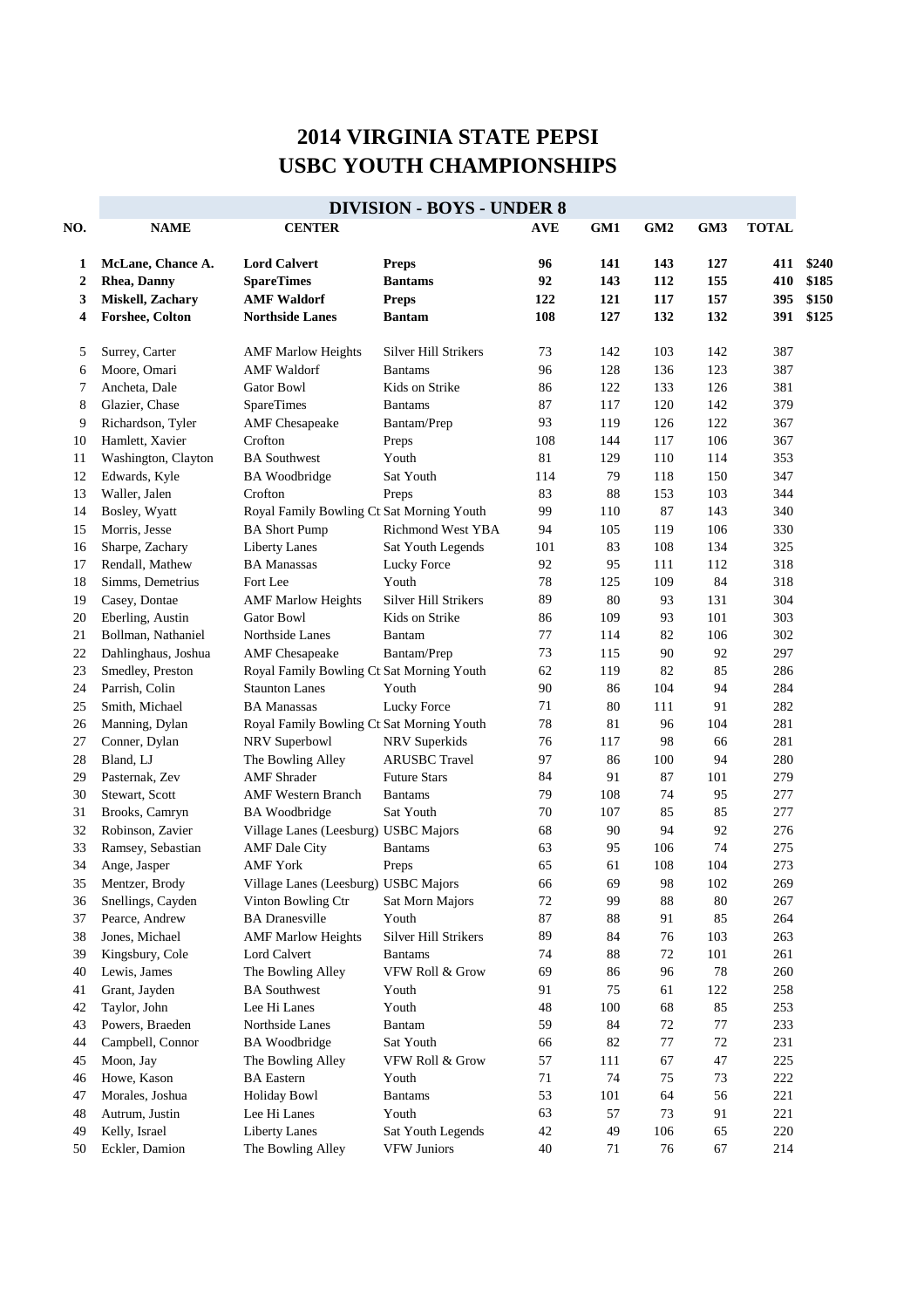# 2014 VIRGINIA STATE PEPSI USBC YOUTH CHAMPIONSHIPS

## DIVISION - BOYS - UNDER 8

| NO. | NAME | CENTER | | AVE | GM1 | GM2 | GM3 | TOTAL | |
|---|---|---|---|---|---|---|---|---|---|
| **1** | **McLane, Chance A.** | **Lord Calvert** | **Preps** | **96** | **141** | **143** | **127** | **411** | **$240** |
| **2** | **Rhea, Danny** | **SpareTimes** | **Bantams** | **92** | **143** | **112** | **155** | **410** | **$185** |
| **3** | **Miskell, Zachary** | **AMF Waldorf** | **Preps** | **122** | **121** | **117** | **157** | **395** | **$150** |
| **4** | **Forshee, Colton** | **Northside Lanes** | **Bantam** | **108** | **127** | **132** | **132** | **391** | **$125** |
| 5 | Surrey, Carter | AMF Marlow Heights | Silver Hill Strikers | 73 | 142 | 103 | 142 | 387 | |
| 6 | Moore, Omari | AMF Waldorf | Bantams | 96 | 128 | 136 | 123 | 387 | |
| 7 | Ancheta, Dale | Gator Bowl | Kids on Strike | 86 | 122 | 133 | 126 | 381 | |
| 8 | Glazier, Chase | SpareTimes | Bantams | 87 | 117 | 120 | 142 | 379 | |
| 9 | Richardson, Tyler | AMF Chesapeake | Bantam/Prep | 93 | 119 | 126 | 122 | 367 | |
| 10 | Hamlett, Xavier | Crofton | Preps | 108 | 144 | 117 | 106 | 367 | |
| 11 | Washington, Clayton | BA Southwest | Youth | 81 | 129 | 110 | 114 | 353 | |
| 12 | Edwards, Kyle | BA Woodbridge | Sat Youth | 114 | 79 | 118 | 150 | 347 | |
| 13 | Waller, Jalen | Crofton | Preps | 83 | 88 | 153 | 103 | 344 | |
| 14 | Bosley, Wyatt | Royal Family Bowling Ct | Sat Morning Youth | 99 | 110 | 87 | 143 | 340 | |
| 15 | Morris, Jesse | BA Short Pump | Richmond West YBA | 94 | 105 | 119 | 106 | 330 | |
| 16 | Sharpe, Zachary | Liberty Lanes | Sat Youth Legends | 101 | 83 | 108 | 134 | 325 | |
| 17 | Rendall, Mathew | BA Manassas | Lucky Force | 92 | 95 | 111 | 112 | 318 | |
| 18 | Simms, Demetrius | Fort Lee | Youth | 78 | 125 | 109 | 84 | 318 | |
| 19 | Casey, Dontae | AMF Marlow Heights | Silver Hill Strikers | 89 | 80 | 93 | 131 | 304 | |
| 20 | Eberling, Austin | Gator Bowl | Kids on Strike | 86 | 109 | 93 | 101 | 303 | |
| 21 | Bollman, Nathaniel | Northside Lanes | Bantam | 77 | 114 | 82 | 106 | 302 | |
| 22 | Dahlinghaus, Joshua | AMF Chesapeake | Bantam/Prep | 73 | 115 | 90 | 92 | 297 | |
| 23 | Smedley, Preston | Royal Family Bowling Ct | Sat Morning Youth | 62 | 119 | 82 | 85 | 286 | |
| 24 | Parrish, Colin | Staunton Lanes | Youth | 90 | 86 | 104 | 94 | 284 | |
| 25 | Smith, Michael | BA Manassas | Lucky Force | 71 | 80 | 111 | 91 | 282 | |
| 26 | Manning, Dylan | Royal Family Bowling Ct | Sat Morning Youth | 78 | 81 | 96 | 104 | 281 | |
| 27 | Conner, Dylan | NRV Superbowl | NRV Superkids | 76 | 117 | 98 | 66 | 281 | |
| 28 | Bland, LJ | The Bowling Alley | ARUSBC Travel | 97 | 86 | 100 | 94 | 280 | |
| 29 | Pasternak, Zev | AMF Shrader | Future Stars | 84 | 91 | 87 | 101 | 279 | |
| 30 | Stewart, Scott | AMF Western Branch | Bantams | 79 | 108 | 74 | 95 | 277 | |
| 31 | Brooks, Camryn | BA Woodbridge | Sat Youth | 70 | 107 | 85 | 85 | 277 | |
| 32 | Robinson, Zavier | Village Lanes (Leesburg) | USBC Majors | 68 | 90 | 94 | 92 | 276 | |
| 33 | Ramsey, Sebastian | AMF Dale City | Bantams | 63 | 95 | 106 | 74 | 275 | |
| 34 | Ange, Jasper | AMF York | Preps | 65 | 61 | 108 | 104 | 273 | |
| 35 | Mentzer, Brody | Village Lanes (Leesburg) | USBC Majors | 66 | 69 | 98 | 102 | 269 | |
| 36 | Snellings, Cayden | Vinton Bowling Ctr | Sat Morn Majors | 72 | 99 | 88 | 80 | 267 | |
| 37 | Pearce, Andrew | BA Dranesville | Youth | 87 | 88 | 91 | 85 | 264 | |
| 38 | Jones, Michael | AMF Marlow Heights | Silver Hill Strikers | 89 | 84 | 76 | 103 | 263 | |
| 39 | Kingsbury, Cole | Lord Calvert | Bantams | 74 | 88 | 72 | 101 | 261 | |
| 40 | Lewis, James | The Bowling Alley | VFW Roll & Grow | 69 | 86 | 96 | 78 | 260 | |
| 41 | Grant, Jayden | BA Southwest | Youth | 91 | 75 | 61 | 122 | 258 | |
| 42 | Taylor, John | Lee Hi Lanes | Youth | 48 | 100 | 68 | 85 | 253 | |
| 43 | Powers, Braeden | Northside Lanes | Bantam | 59 | 84 | 72 | 77 | 233 | |
| 44 | Campbell, Connor | BA Woodbridge | Sat Youth | 66 | 82 | 77 | 72 | 231 | |
| 45 | Moon, Jay | The Bowling Alley | VFW Roll & Grow | 57 | 111 | 67 | 47 | 225 | |
| 46 | Howe, Kason | BA Eastern | Youth | 71 | 74 | 75 | 73 | 222 | |
| 47 | Morales, Joshua | Holiday Bowl | Bantams | 53 | 101 | 64 | 56 | 221 | |
| 48 | Autrum, Justin | Lee Hi Lanes | Youth | 63 | 57 | 73 | 91 | 221 | |
| 49 | Kelly, Israel | Liberty Lanes | Sat Youth Legends | 42 | 49 | 106 | 65 | 220 | |
| 50 | Eckler, Damion | The Bowling Alley | VFW Juniors | 40 | 71 | 76 | 67 | 214 | |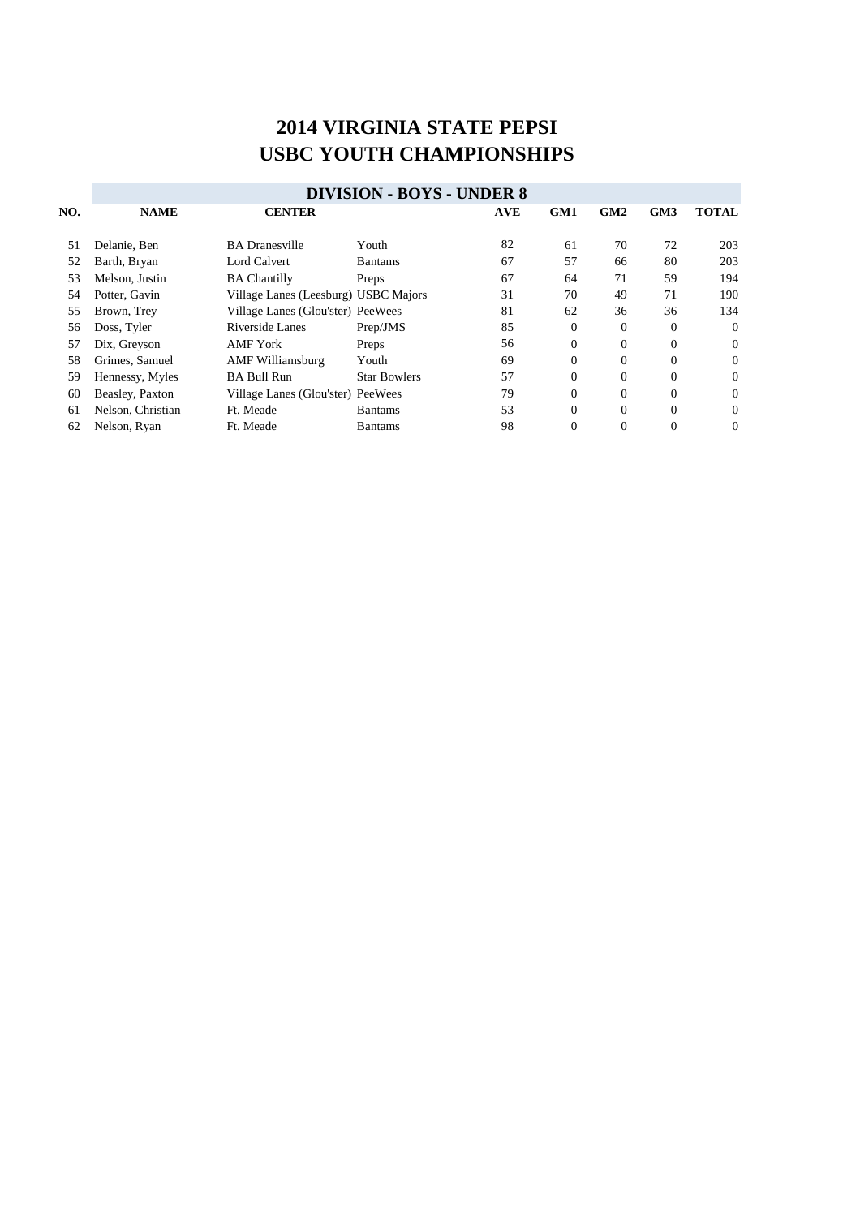# 2014 VIRGINIA STATE PEPSI
# USBC YOUTH CHAMPIONSHIPS

## DIVISION - BOYS - UNDER 8

| NO. | NAME | CENTER | | AVE | GM1 | GM2 | GM3 | TOTAL |
|---|---|---|---|---|---|---|---|---|
| 51 | Delanie, Ben | BA Dranesville | Youth | 82 | 61 | 70 | 72 | 203 |
| 52 | Barth, Bryan | Lord Calvert | Bantams | 67 | 57 | 66 | 80 | 203 |
| 53 | Melson, Justin | BA Chantilly | Preps | 67 | 64 | 71 | 59 | 194 |
| 54 | Potter, Gavin | Village Lanes (Leesburg) | USBC Majors | 31 | 70 | 49 | 71 | 190 |
| 55 | Brown, Trey | Village Lanes (Glou'ster) | PeeWees | 81 | 62 | 36 | 36 | 134 |
| 56 | Doss, Tyler | Riverside Lanes | Prep/JMS | 85 | 0 | 0 | 0 | 0 |
| 57 | Dix, Greyson | AMF York | Preps | 56 | 0 | 0 | 0 | 0 |
| 58 | Grimes, Samuel | AMF Williamsburg | Youth | 69 | 0 | 0 | 0 | 0 |
| 59 | Hennessy, Myles | BA Bull Run | Star Bowlers | 57 | 0 | 0 | 0 | 0 |
| 60 | Beasley, Paxton | Village Lanes (Glou'ster) | PeeWees | 79 | 0 | 0 | 0 | 0 |
| 61 | Nelson, Christian | Ft. Meade | Bantams | 53 | 0 | 0 | 0 | 0 |
| 62 | Nelson, Ryan | Ft. Meade | Bantams | 98 | 0 | 0 | 0 | 0 |